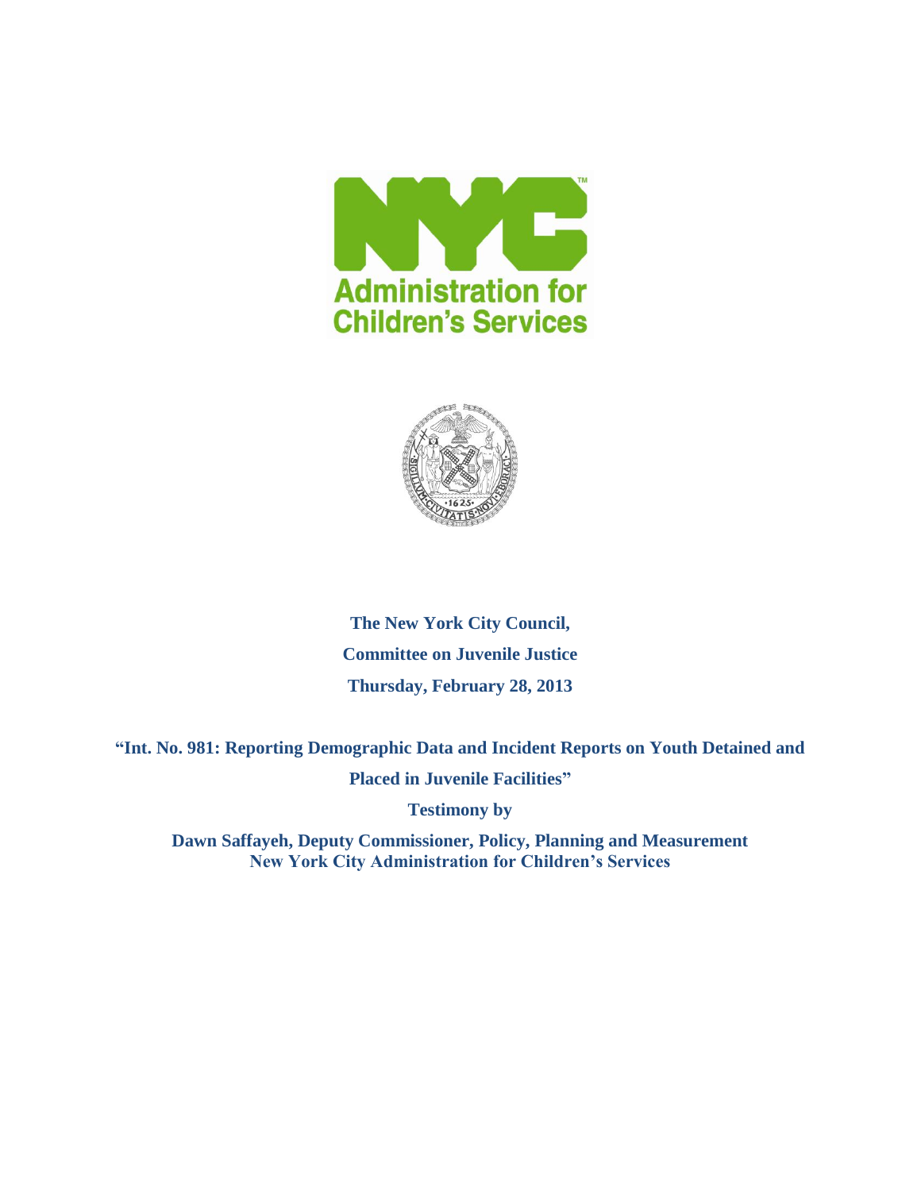NYC Administration for Children's Services

**The New York City Council,**

**Committee on Juvenile Justice**

**Thursday, February 28, 2013**

**"Int. No. 981: Reporting Demographic Data and Incident Reports on Youth Detained and Placed in Juvenile Facilities"**

**Testimony by**

**Dawn Saffayeh, Deputy Commissioner, Policy, Planning and Measurement**
**New York City Administration for Children's Services**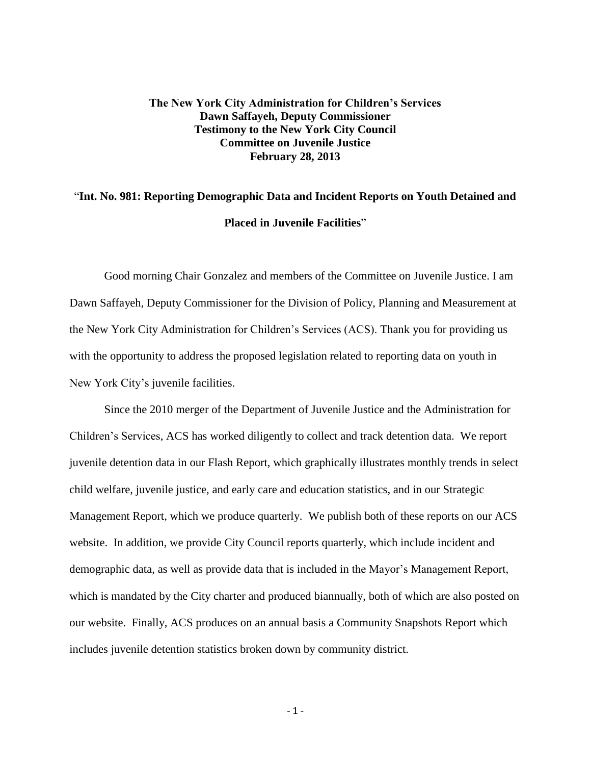**The New York City Administration for Children's Services**
**Dawn Saffayeh, Deputy Commissioner**
**Testimony to the New York City Council**
**Committee on Juvenile Justice**
**February 28, 2013**

"**Int. No. 981: Reporting Demographic Data and Incident Reports on Youth Detained and Placed in Juvenile Facilities**"

Good morning Chair Gonzalez and members of the Committee on Juvenile Justice. I am Dawn Saffayeh, Deputy Commissioner for the Division of Policy, Planning and Measurement at the New York City Administration for Children's Services (ACS). Thank you for providing us with the opportunity to address the proposed legislation related to reporting data on youth in New York City's juvenile facilities.

Since the 2010 merger of the Department of Juvenile Justice and the Administration for Children's Services, ACS has worked diligently to collect and track detention data. We report juvenile detention data in our Flash Report, which graphically illustrates monthly trends in select child welfare, juvenile justice, and early care and education statistics, and in our Strategic Management Report, which we produce quarterly. We publish both of these reports on our ACS website. In addition, we provide City Council reports quarterly, which include incident and demographic data, as well as provide data that is included in the Mayor's Management Report, which is mandated by the City charter and produced biannually, both of which are also posted on our website. Finally, ACS produces on an annual basis a Community Snapshots Report which includes juvenile detention statistics broken down by community district.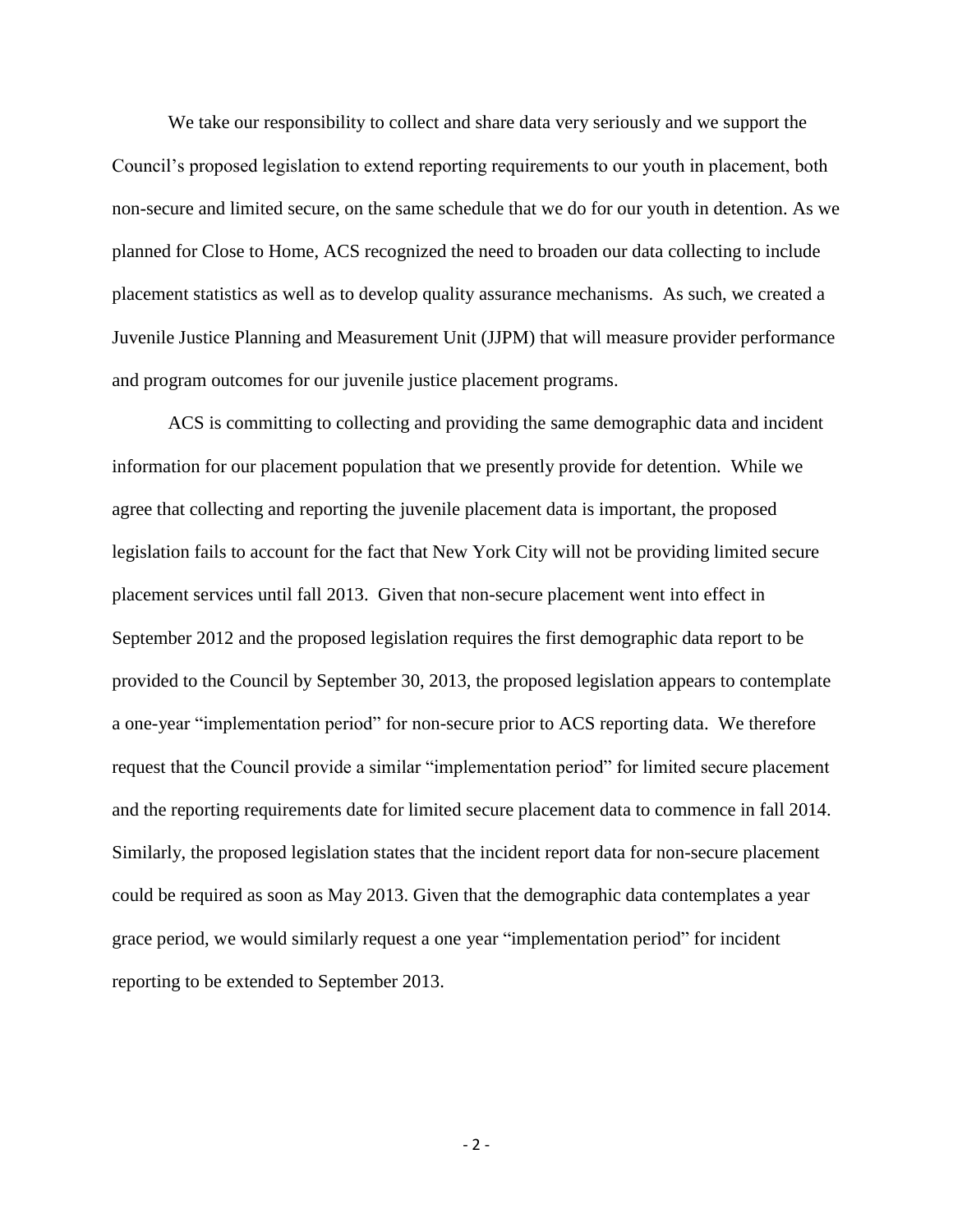We take our responsibility to collect and share data very seriously and we support the Council's proposed legislation to extend reporting requirements to our youth in placement, both non-secure and limited secure, on the same schedule that we do for our youth in detention. As we planned for Close to Home, ACS recognized the need to broaden our data collecting to include placement statistics as well as to develop quality assurance mechanisms. As such, we created a Juvenile Justice Planning and Measurement Unit (JJPM) that will measure provider performance and program outcomes for our juvenile justice placement programs.

ACS is committing to collecting and providing the same demographic data and incident information for our placement population that we presently provide for detention. While we agree that collecting and reporting the juvenile placement data is important, the proposed legislation fails to account for the fact that New York City will not be providing limited secure placement services until fall 2013. Given that non-secure placement went into effect in September 2012 and the proposed legislation requires the first demographic data report to be provided to the Council by September 30, 2013, the proposed legislation appears to contemplate a one-year "implementation period" for non-secure prior to ACS reporting data. We therefore request that the Council provide a similar "implementation period" for limited secure placement and the reporting requirements date for limited secure placement data to commence in fall 2014. Similarly, the proposed legislation states that the incident report data for non-secure placement could be required as soon as May 2013. Given that the demographic data contemplates a year grace period, we would similarly request a one year "implementation period" for incident reporting to be extended to September 2013.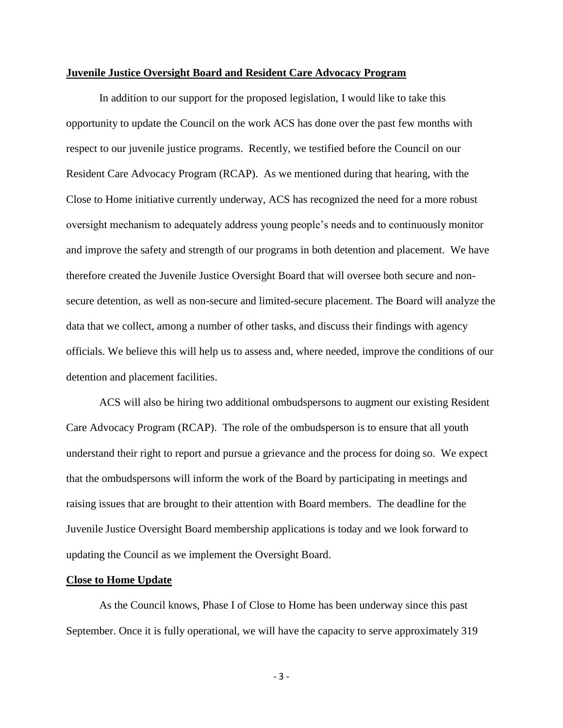## Juvenile Justice Oversight Board and Resident Care Advocacy Program

In addition to our support for the proposed legislation, I would like to take this opportunity to update the Council on the work ACS has done over the past few months with respect to our juvenile justice programs. Recently, we testified before the Council on our Resident Care Advocacy Program (RCAP). As we mentioned during that hearing, with the Close to Home initiative currently underway, ACS has recognized the need for a more robust oversight mechanism to adequately address young people's needs and to continuously monitor and improve the safety and strength of our programs in both detention and placement. We have therefore created the Juvenile Justice Oversight Board that will oversee both secure and non-secure detention, as well as non-secure and limited-secure placement. The Board will analyze the data that we collect, among a number of other tasks, and discuss their findings with agency officials. We believe this will help us to assess and, where needed, improve the conditions of our detention and placement facilities.

ACS will also be hiring two additional ombudspersons to augment our existing Resident Care Advocacy Program (RCAP). The role of the ombudsperson is to ensure that all youth understand their right to report and pursue a grievance and the process for doing so. We expect that the ombudspersons will inform the work of the Board by participating in meetings and raising issues that are brought to their attention with Board members. The deadline for the Juvenile Justice Oversight Board membership applications is today and we look forward to updating the Council as we implement the Oversight Board.

## Close to Home Update

As the Council knows, Phase I of Close to Home has been underway since this past September. Once it is fully operational, we will have the capacity to serve approximately 319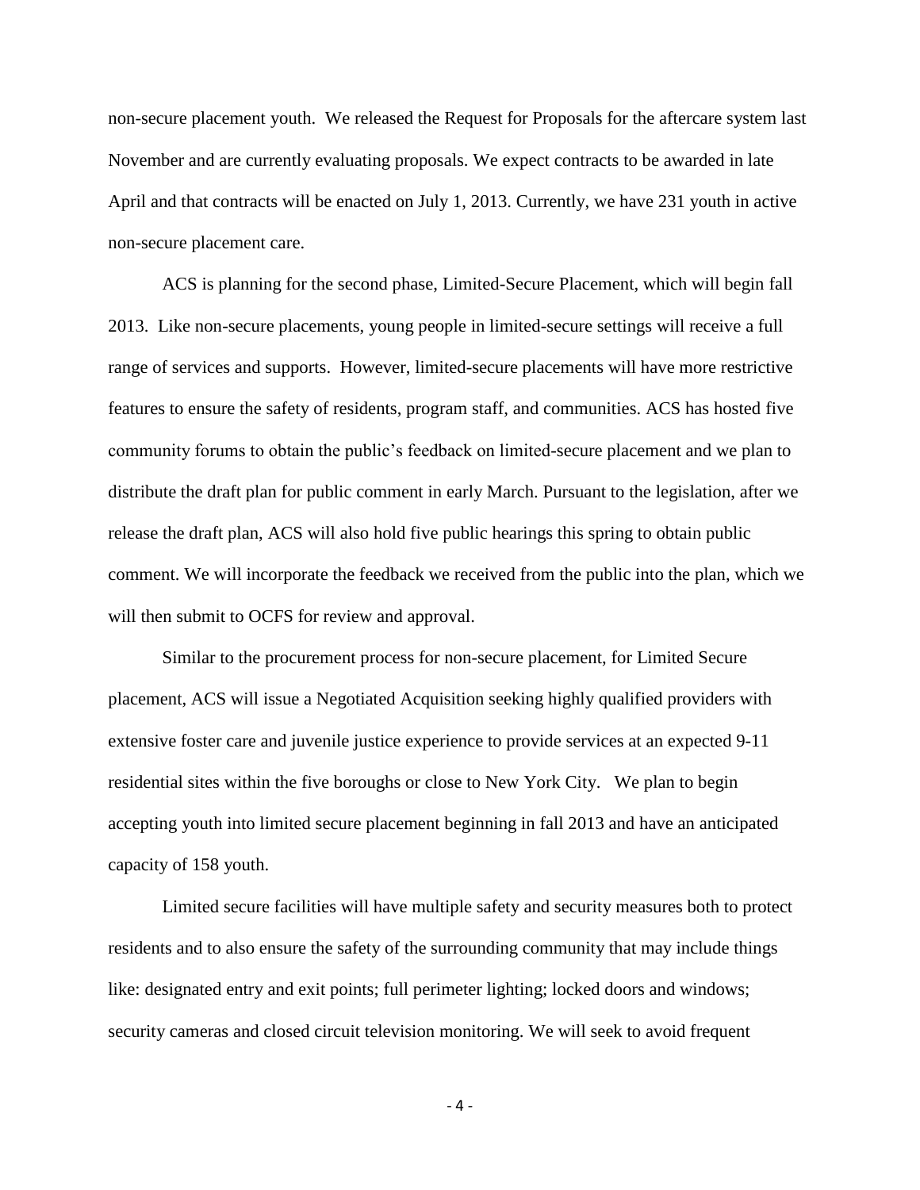non-secure placement youth. We released the Request for Proposals for the aftercare system last November and are currently evaluating proposals. We expect contracts to be awarded in late April and that contracts will be enacted on July 1, 2013. Currently, we have 231 youth in active non-secure placement care.

ACS is planning for the second phase, Limited-Secure Placement, which will begin fall 2013. Like non-secure placements, young people in limited-secure settings will receive a full range of services and supports. However, limited-secure placements will have more restrictive features to ensure the safety of residents, program staff, and communities. ACS has hosted five community forums to obtain the public's feedback on limited-secure placement and we plan to distribute the draft plan for public comment in early March. Pursuant to the legislation, after we release the draft plan, ACS will also hold five public hearings this spring to obtain public comment. We will incorporate the feedback we received from the public into the plan, which we will then submit to OCFS for review and approval.

Similar to the procurement process for non-secure placement, for Limited Secure placement, ACS will issue a Negotiated Acquisition seeking highly qualified providers with extensive foster care and juvenile justice experience to provide services at an expected 9-11 residential sites within the five boroughs or close to New York City. We plan to begin accepting youth into limited secure placement beginning in fall 2013 and have an anticipated capacity of 158 youth.

Limited secure facilities will have multiple safety and security measures both to protect residents and to also ensure the safety of the surrounding community that may include things like: designated entry and exit points; full perimeter lighting; locked doors and windows; security cameras and closed circuit television monitoring. We will seek to avoid frequent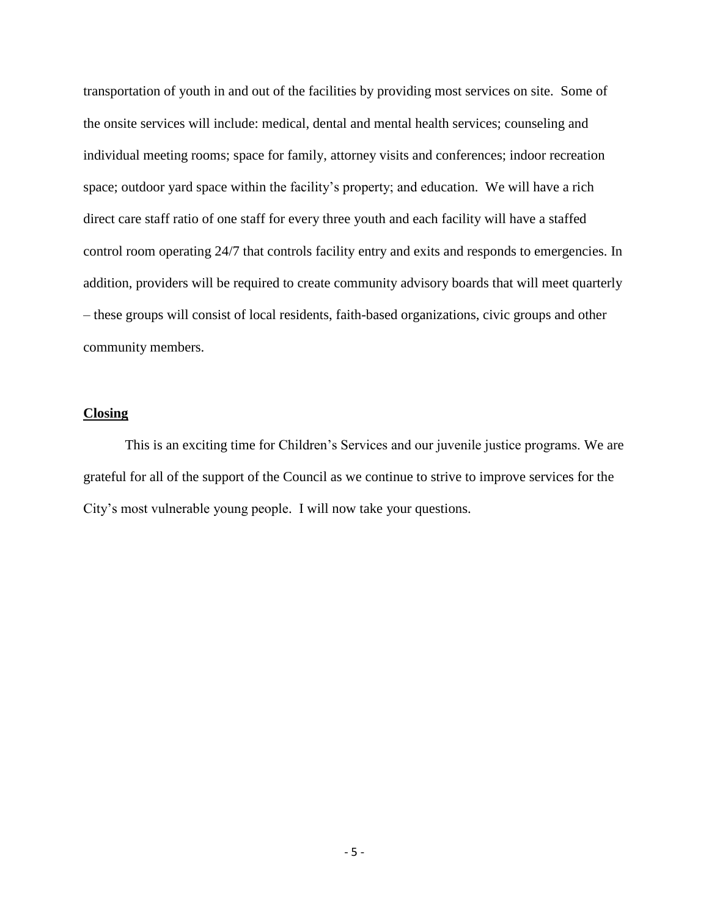transportation of youth in and out of the facilities by providing most services on site. Some of the onsite services will include: medical, dental and mental health services; counseling and individual meeting rooms; space for family, attorney visits and conferences; indoor recreation space; outdoor yard space within the facility's property; and education. We will have a rich direct care staff ratio of one staff for every three youth and each facility will have a staffed control room operating 24/7 that controls facility entry and exits and responds to emergencies. In addition, providers will be required to create community advisory boards that will meet quarterly – these groups will consist of local residents, faith-based organizations, civic groups and other community members.

**Closing**

This is an exciting time for Children's Services and our juvenile justice programs. We are grateful for all of the support of the Council as we continue to strive to improve services for the City's most vulnerable young people. I will now take your questions.